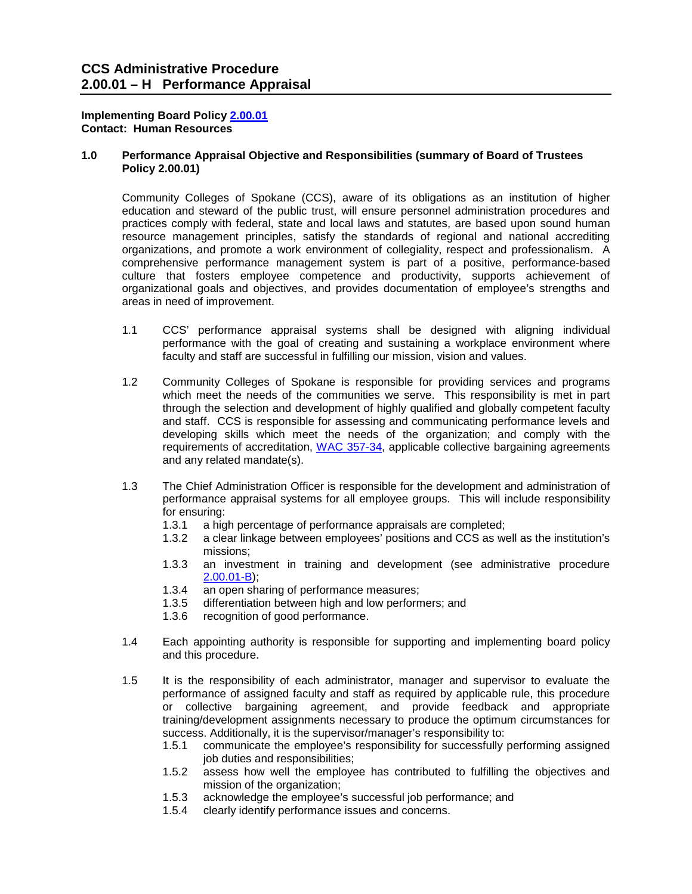# CCS Administrative Procedure
# 2.00.01 – H Performance Appraisal

**Implementing Board Policy [2.00.01](2.00.01)**
**Contact: Human Resources**

## 1.0 Performance Appraisal Objective and Responsibilities (summary of Board of Trustees Policy 2.00.01)

Community Colleges of Spokane (CCS), aware of its obligations as an institution of higher education and steward of the public trust, will ensure personnel administration procedures and practices comply with federal, state and local laws and statutes, are based upon sound human resource management principles, satisfy the standards of regional and national accrediting organizations, and promote a work environment of collegiality, respect and professionalism. A comprehensive performance management system is part of a positive, performance-based culture that fosters employee competence and productivity, supports achievement of organizational goals and objectives, and provides documentation of employee's strengths and areas in need of improvement.

1.1 CCS' performance appraisal systems shall be designed with aligning individual performance with the goal of creating and sustaining a workplace environment where faculty and staff are successful in fulfilling our mission, vision and values.

1.2 Community Colleges of Spokane is responsible for providing services and programs which meet the needs of the communities we serve. This responsibility is met in part through the selection and development of highly qualified and globally competent faculty and staff. CCS is responsible for assessing and communicating performance levels and developing skills which meet the needs of the organization; and comply with the requirements of accreditation, WAC 357-34, applicable collective bargaining agreements and any related mandate(s).

1.3 The Chief Administration Officer is responsible for the development and administration of performance appraisal systems for all employee groups. This will include responsibility for ensuring:

- 1.3.1 a high percentage of performance appraisals are completed;
- 1.3.2 a clear linkage between employees' positions and CCS as well as the institution's missions;
- 1.3.3 an investment in training and development (see administrative procedure 2.00.01-B);
- 1.3.4 an open sharing of performance measures;
- 1.3.5 differentiation between high and low performers; and
- 1.3.6 recognition of good performance.

1.4 Each appointing authority is responsible for supporting and implementing board policy and this procedure.

1.5 It is the responsibility of each administrator, manager and supervisor to evaluate the performance of assigned faculty and staff as required by applicable rule, this procedure or collective bargaining agreement, and provide feedback and appropriate training/development assignments necessary to produce the optimum circumstances for success. Additionally, it is the supervisor/manager's responsibility to:

- 1.5.1 communicate the employee's responsibility for successfully performing assigned job duties and responsibilities;
- 1.5.2 assess how well the employee has contributed to fulfilling the objectives and mission of the organization;
- 1.5.3 acknowledge the employee's successful job performance; and
- 1.5.4 clearly identify performance issues and concerns.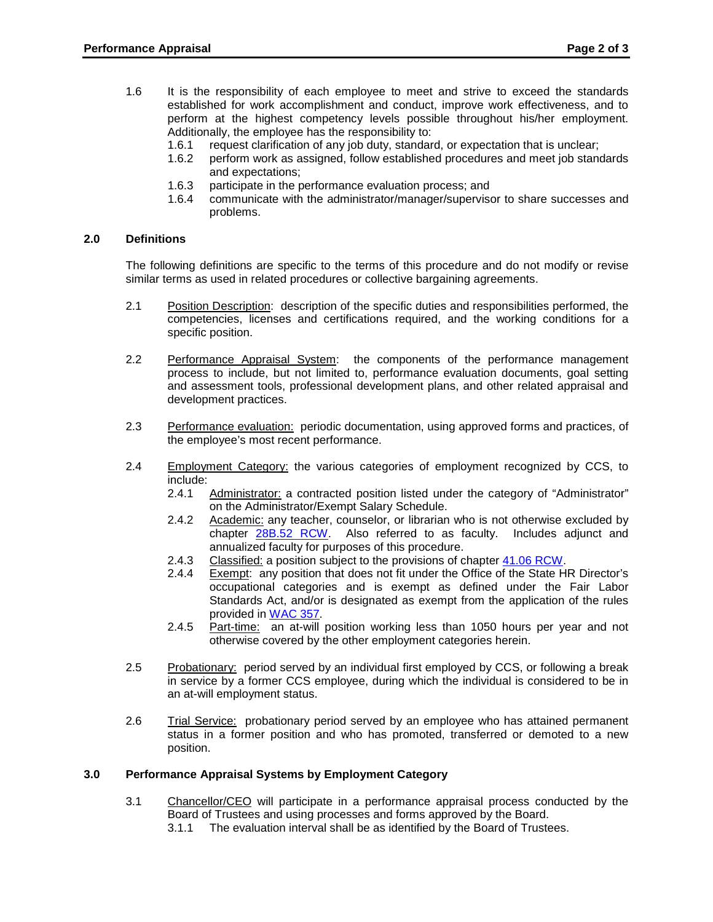1.6 It is the responsibility of each employee to meet and strive to exceed the standards established for work accomplishment and conduct, improve work effectiveness, and to perform at the highest competency levels possible throughout his/her employment. Additionally, the employee has the responsibility to:

- 1.6.1 request clarification of any job duty, standard, or expectation that is unclear;
- 1.6.2 perform work as assigned, follow established procedures and meet job standards and expectations;
- 1.6.3 participate in the performance evaluation process; and
- 1.6.4 communicate with the administrator/manager/supervisor to share successes and problems.

## 2.0 Definitions

The following definitions are specific to the terms of this procedure and do not modify or revise similar terms as used in related procedures or collective bargaining agreements.

2.1 Position Description: description of the specific duties and responsibilities performed, the competencies, licenses and certifications required, and the working conditions for a specific position.

2.2 Performance Appraisal System: the components of the performance management process to include, but not limited to, performance evaluation documents, goal setting and assessment tools, professional development plans, and other related appraisal and development practices.

2.3 Performance evaluation: periodic documentation, using approved forms and practices, of the employee's most recent performance.

2.4 Employment Category: the various categories of employment recognized by CCS, to include:

- 2.4.1 Administrator: a contracted position listed under the category of "Administrator" on the Administrator/Exempt Salary Schedule.
- 2.4.2 Academic: any teacher, counselor, or librarian who is not otherwise excluded by chapter [28B.52 RCW](). Also referred to as faculty. Includes adjunct and annualized faculty for purposes of this procedure.
- 2.4.3 Classified: a position subject to the provisions of chapter [41.06 RCW]().
- 2.4.4 Exempt: any position that does not fit under the Office of the State HR Director's occupational categories and is exempt as defined under the Fair Labor Standards Act, and/or is designated as exempt from the application of the rules provided in [WAC 357]().
- 2.4.5 Part-time: an at-will position working less than 1050 hours per year and not otherwise covered by the other employment categories herein.

2.5 Probationary: period served by an individual first employed by CCS, or following a break in service by a former CCS employee, during which the individual is considered to be in an at-will employment status.

2.6 Trial Service: probationary period served by an employee who has attained permanent status in a former position and who has promoted, transferred or demoted to a new position.

## 3.0 Performance Appraisal Systems by Employment Category

3.1 Chancellor/CEO will participate in a performance appraisal process conducted by the Board of Trustees and using processes and forms approved by the Board.

- 3.1.1 The evaluation interval shall be as identified by the Board of Trustees.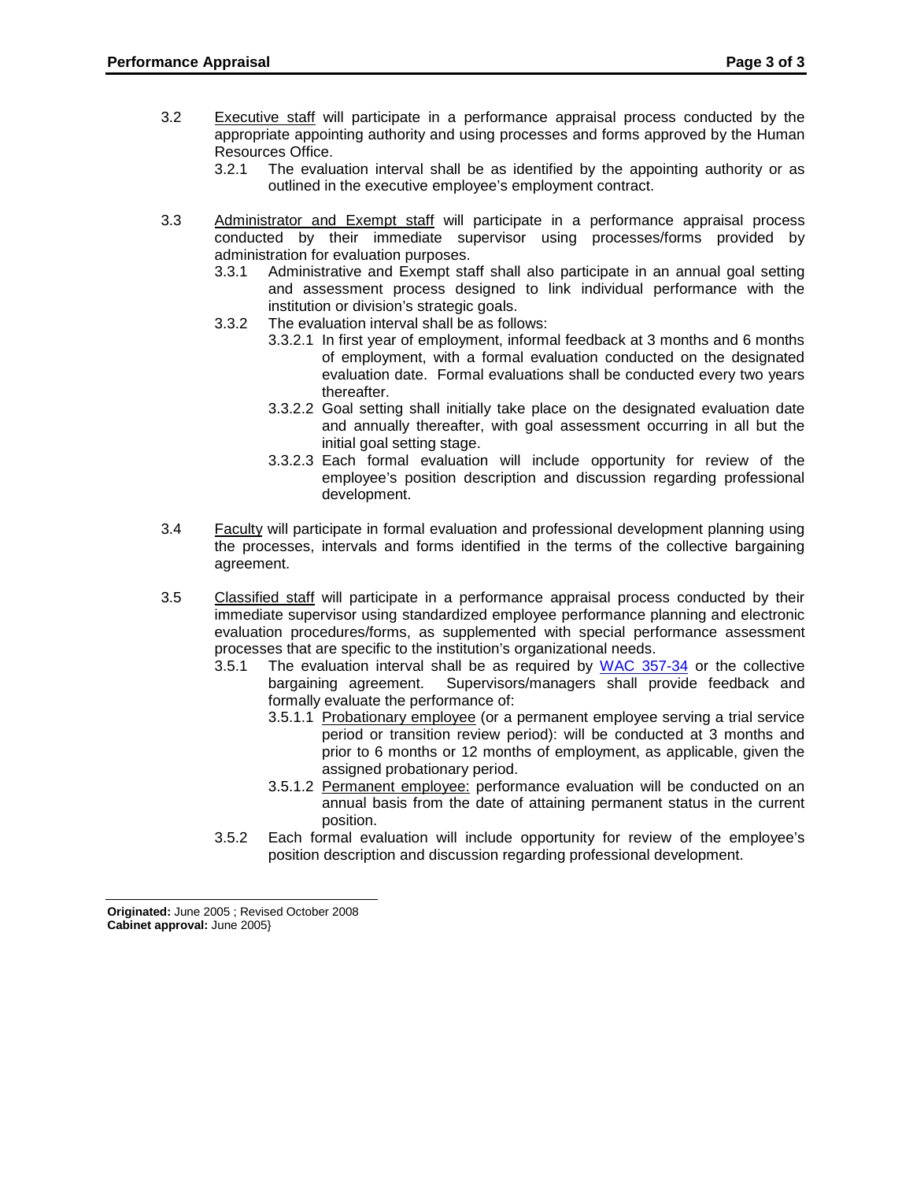3.2 Executive staff will participate in a performance appraisal process conducted by the appropriate appointing authority and using processes and forms approved by the Human Resources Office.

3.2.1 The evaluation interval shall be as identified by the appointing authority or as outlined in the executive employee's employment contract.

3.3 Administrator and Exempt staff will participate in a performance appraisal process conducted by their immediate supervisor using processes/forms provided by administration for evaluation purposes.

3.3.1 Administrative and Exempt staff shall also participate in an annual goal setting and assessment process designed to link individual performance with the institution or division's strategic goals.

3.3.2 The evaluation interval shall be as follows:

3.3.2.1 In first year of employment, informal feedback at 3 months and 6 months of employment, with a formal evaluation conducted on the designated evaluation date. Formal evaluations shall be conducted every two years thereafter.

3.3.2.2 Goal setting shall initially take place on the designated evaluation date and annually thereafter, with goal assessment occurring in all but the initial goal setting stage.

3.3.2.3 Each formal evaluation will include opportunity for review of the employee's position description and discussion regarding professional development.

3.4 Faculty will participate in formal evaluation and professional development planning using the processes, intervals and forms identified in the terms of the collective bargaining agreement.

3.5 Classified staff will participate in a performance appraisal process conducted by their immediate supervisor using standardized employee performance planning and electronic evaluation procedures/forms, as supplemented with special performance assessment processes that are specific to the institution's organizational needs.

3.5.1 The evaluation interval shall be as required by WAC 357-34 or the collective bargaining agreement. Supervisors/managers shall provide feedback and formally evaluate the performance of:

3.5.1.1 Probationary employee (or a permanent employee serving a trial service period or transition review period): will be conducted at 3 months and prior to 6 months or 12 months of employment, as applicable, given the assigned probationary period.

3.5.1.2 Permanent employee: performance evaluation will be conducted on an annual basis from the date of attaining permanent status in the current position.

3.5.2 Each formal evaluation will include opportunity for review of the employee's position description and discussion regarding professional development.

---

**Originated:** June 2005 ; Revised October 2008
**Cabinet approval:** June 2005}